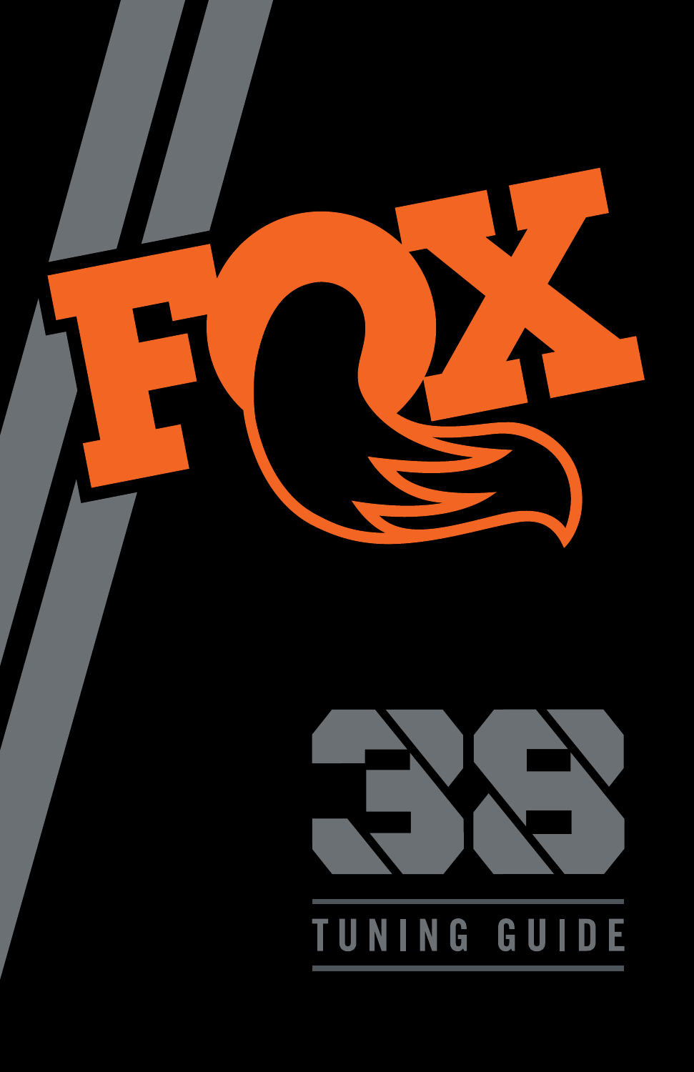# FOX

# 38

## TUNING GUIDE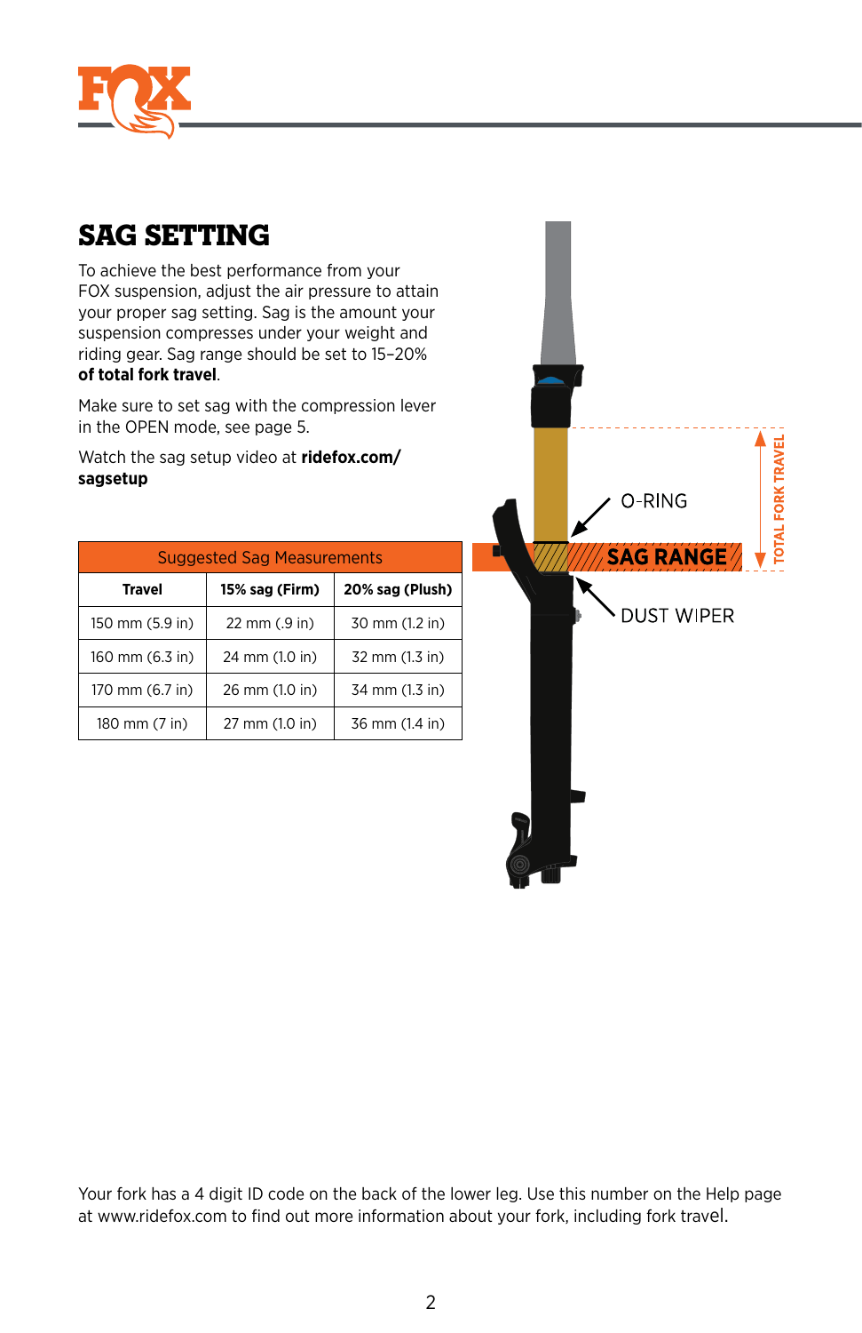# SAG SETTING

To achieve the best performance from your FOX suspension, adjust the air pressure to attain your proper sag setting. Sag is the amount your suspension compresses under your weight and riding gear. Sag range should be set to 15–20% **of total fork travel**.

Make sure to set sag with the compression lever in the OPEN mode, see page 5.

Watch the sag setup video at **ridefox.com/sagsetup**

| Suggested Sag Measurements | | |
|---|---|---|
| **Travel** | **15% sag (Firm)** | **20% sag (Plush)** |
| 150 mm (5.9 in) | 22 mm (.9 in) | 30 mm (1.2 in) |
| 160 mm (6.3 in) | 24 mm (1.0 in) | 32 mm (1.3 in) |
| 170 mm (6.7 in) | 26 mm (1.0 in) | 34 mm (1.3 in) |
| 180 mm (7 in) | 27 mm (1.0 in) | 36 mm (1.4 in) |

O-RING

SAG RANGE

DUST WIPER

TOTAL FORK TRAVEL

Your fork has a 4 digit ID code on the back of the lower leg. Use this number on the Help page at www.ridefox.com to find out more information about your fork, including fork travel.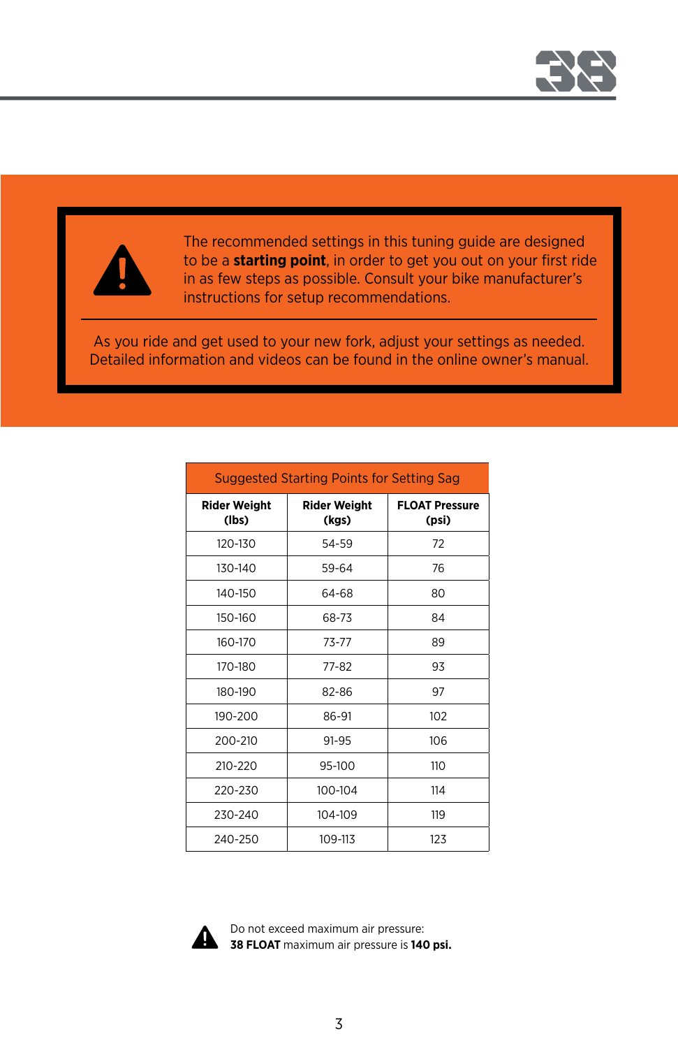The recommended settings in this tuning guide are designed to be a **starting point**, in order to get you out on your first ride in as few steps as possible. Consult your bike manufacturer's instructions for setup recommendations.

As you ride and get used to your new fork, adjust your settings as needed. Detailed information and videos can be found in the online owner's manual.

| Suggested Starting Points for Setting Sag | | |
|---|---|---|
| **Rider Weight (lbs)** | **Rider Weight (kgs)** | **FLOAT Pressure (psi)** |
| 120-130 | 54-59 | 72 |
| 130-140 | 59-64 | 76 |
| 140-150 | 64-68 | 80 |
| 150-160 | 68-73 | 84 |
| 160-170 | 73-77 | 89 |
| 170-180 | 77-82 | 93 |
| 180-190 | 82-86 | 97 |
| 190-200 | 86-91 | 102 |
| 200-210 | 91-95 | 106 |
| 210-220 | 95-100 | 110 |
| 220-230 | 100-104 | 114 |
| 230-240 | 104-109 | 119 |
| 240-250 | 109-113 | 123 |

Do not exceed maximum air pressure:
**38 FLOAT** maximum air pressure is **140 psi.**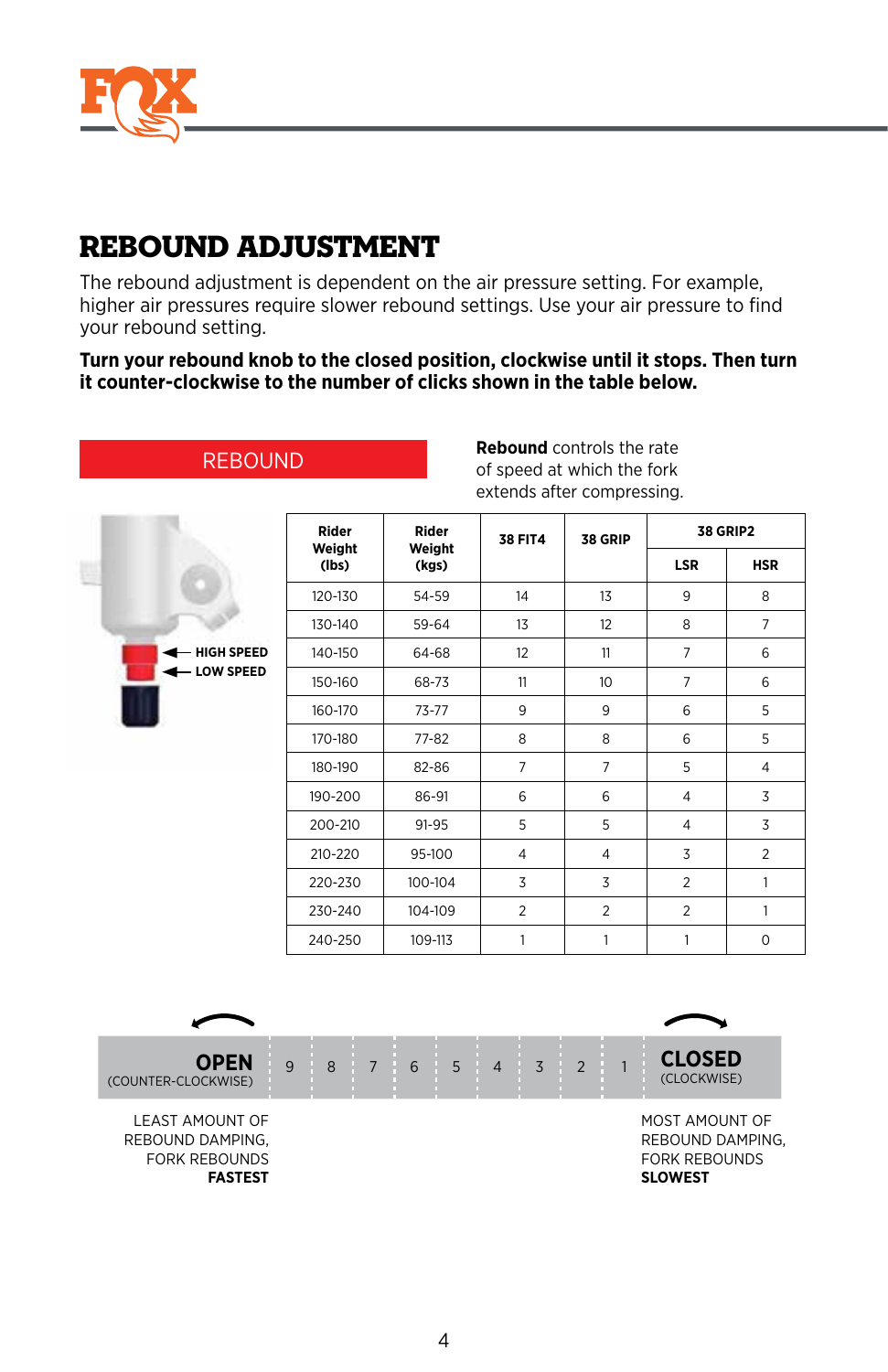# REBOUND ADJUSTMENT

The rebound adjustment is dependent on the air pressure setting. For example, higher air pressures require slower rebound settings. Use your air pressure to find your rebound setting.

**Turn your rebound knob to the closed position, clockwise until it stops. Then turn it counter-clockwise to the number of clicks shown in the table below.**

REBOUND

**Rebound** controls the rate of speed at which the fork extends after compressing.

HIGH SPEED

LOW SPEED

| Rider Weight (lbs) | Rider Weight (kgs) | 38 FIT4 | 38 GRIP | 38 GRIP2 | |
|---|---|---|---|---|---|
| | | | | LSR | HSR |
| 120-130 | 54-59 | 14 | 13 | 9 | 8 |
| 130-140 | 59-64 | 13 | 12 | 8 | 7 |
| 140-150 | 64-68 | 12 | 11 | 7 | 6 |
| 150-160 | 68-73 | 11 | 10 | 7 | 6 |
| 160-170 | 73-77 | 9 | 9 | 6 | 5 |
| 170-180 | 77-82 | 8 | 8 | 6 | 5 |
| 180-190 | 82-86 | 7 | 7 | 5 | 4 |
| 190-200 | 86-91 | 6 | 6 | 4 | 3 |
| 200-210 | 91-95 | 5 | 5 | 4 | 3 |
| 210-220 | 95-100 | 4 | 4 | 3 | 2 |
| 220-230 | 100-104 | 3 | 3 | 2 | 1 |
| 230-240 | 104-109 | 2 | 2 | 2 | 1 |
| 240-250 | 109-113 | 1 | 1 | 1 | 0 |

| **OPEN** (COUNTER-CLOCKWISE) | 9 | 8 | 7 | 6 | 5 | 4 | 3 | 2 | 1 | **CLOSED** (CLOCKWISE) |
|---|---|---|---|---|---|---|---|---|---|---|

LEAST AMOUNT OF REBOUND DAMPING, FORK REBOUNDS **FASTEST**

MOST AMOUNT OF REBOUND DAMPING, FORK REBOUNDS **SLOWEST**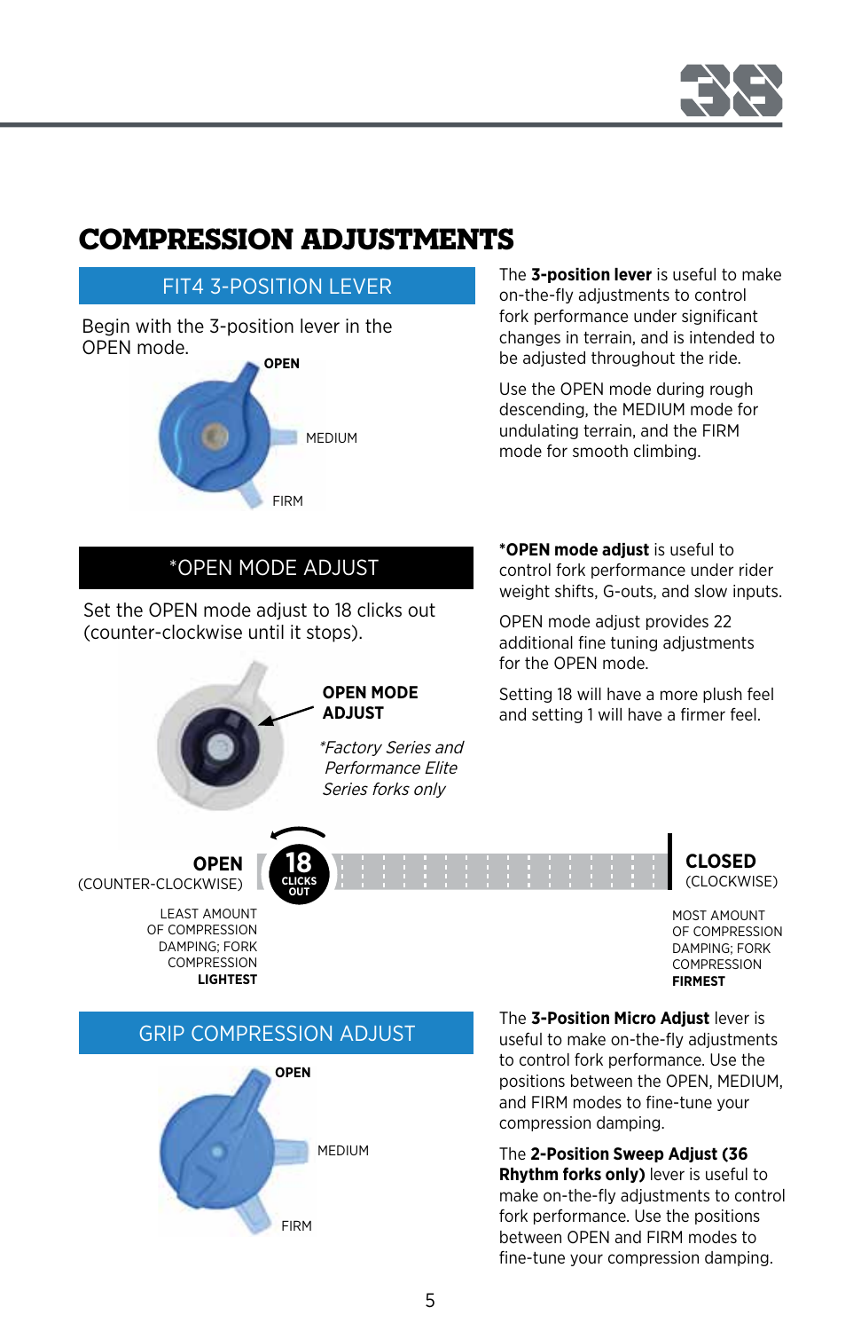# COMPRESSION ADJUSTMENTS

## FIT4 3-POSITION LEVER

Begin with the 3-position lever in the OPEN mode.

OPEN

MEDIUM

FIRM

The **3-position lever** is useful to make on-the-fly adjustments to control fork performance under significant changes in terrain, and is intended to be adjusted throughout the ride.

Use the OPEN mode during rough descending, the MEDIUM mode for undulating terrain, and the FIRM mode for smooth climbing.

## *OPEN MODE ADJUST

Set the OPEN mode adjust to 18 clicks out (counter-clockwise until it stops).

**OPEN MODE ADJUST**

*\*Factory Series and Performance Elite Series forks only*

**\*OPEN mode adjust** is useful to control fork performance under rider weight shifts, G-outs, and slow inputs.

OPEN mode adjust provides 22 additional fine tuning adjustments for the OPEN mode.

Setting 18 will have a more plush feel and setting 1 will have a firmer feel.

**OPEN** (COUNTER-CLOCKWISE) — 18 CLICKS OUT

LEAST AMOUNT OF COMPRESSION DAMPING; FORK COMPRESSION **LIGHTEST**

**CLOSED** (CLOCKWISE)

MOST AMOUNT OF COMPRESSION DAMPING; FORK COMPRESSION **FIRMEST**

## GRIP COMPRESSION ADJUST

OPEN

MEDIUM

FIRM

The **3-Position Micro Adjust** lever is useful to make on-the-fly adjustments to control fork performance. Use the positions between the OPEN, MEDIUM, and FIRM modes to fine-tune your compression damping.

The **2-Position Sweep Adjust (36 Rhythm forks only)** lever is useful to make on-the-fly adjustments to control fork performance. Use the positions between OPEN and FIRM modes to fine-tune your compression damping.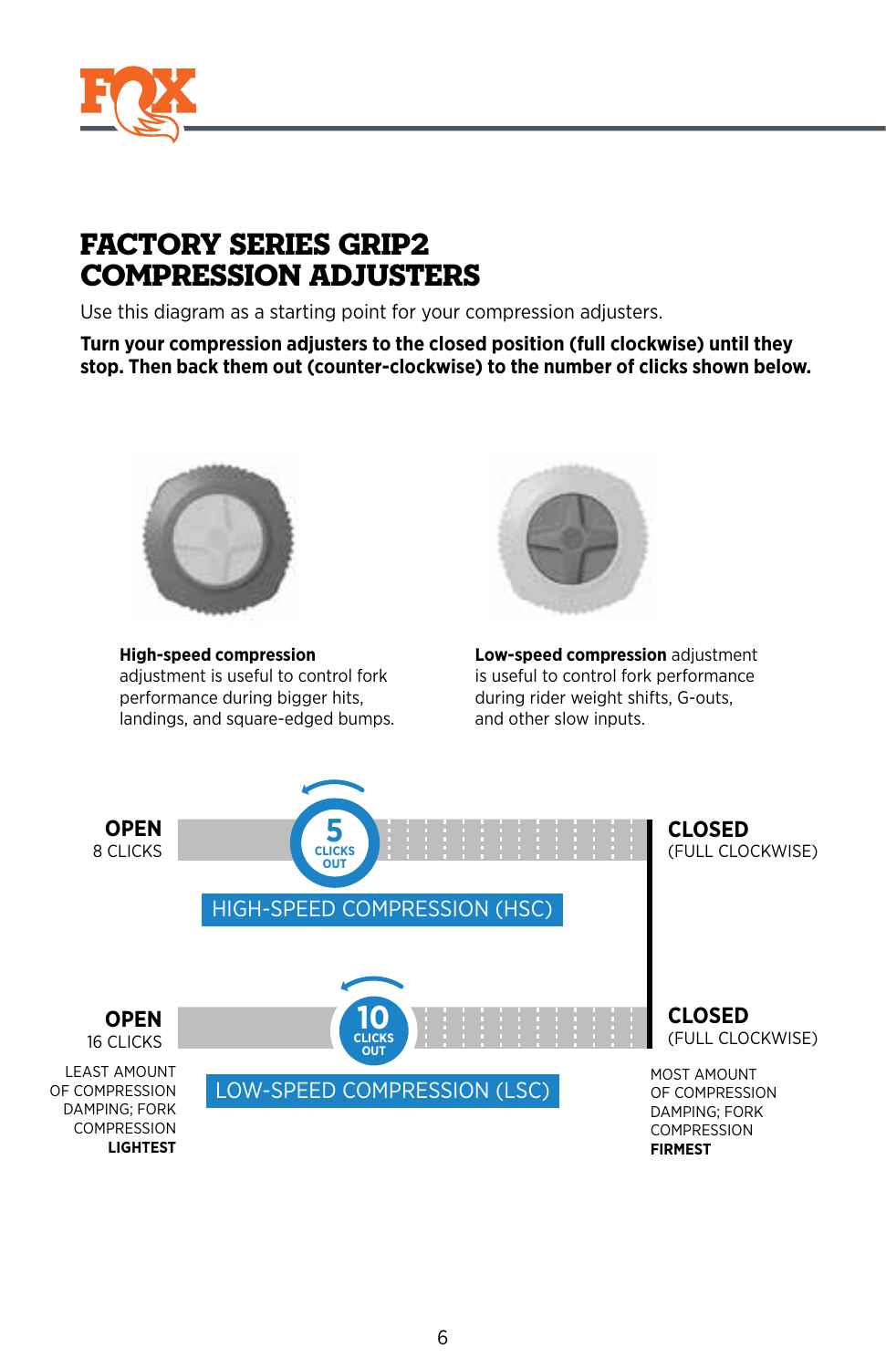# FACTORY SERIES GRIP2 COMPRESSION ADJUSTERS

Use this diagram as a starting point for your compression adjusters.

**Turn your compression adjusters to the closed position (full clockwise) until they stop. Then back them out (counter-clockwise) to the number of clicks shown below.**

**High-speed compression** adjustment is useful to control fork performance during bigger hits, landings, and square-edged bumps.

**Low-speed compression** adjustment is useful to control fork performance during rider weight shifts, G-outs, and other slow inputs.

**OPEN**
8 CLICKS

5 CLICKS OUT

HIGH-SPEED COMPRESSION (HSC)

**CLOSED**
(FULL CLOCKWISE)

**OPEN**
16 CLICKS

10 CLICKS OUT

LOW-SPEED COMPRESSION (LSC)

**CLOSED**
(FULL CLOCKWISE)

LEAST AMOUNT OF COMPRESSION DAMPING; FORK COMPRESSION **LIGHTEST**

MOST AMOUNT OF COMPRESSION DAMPING; FORK COMPRESSION **FIRMEST**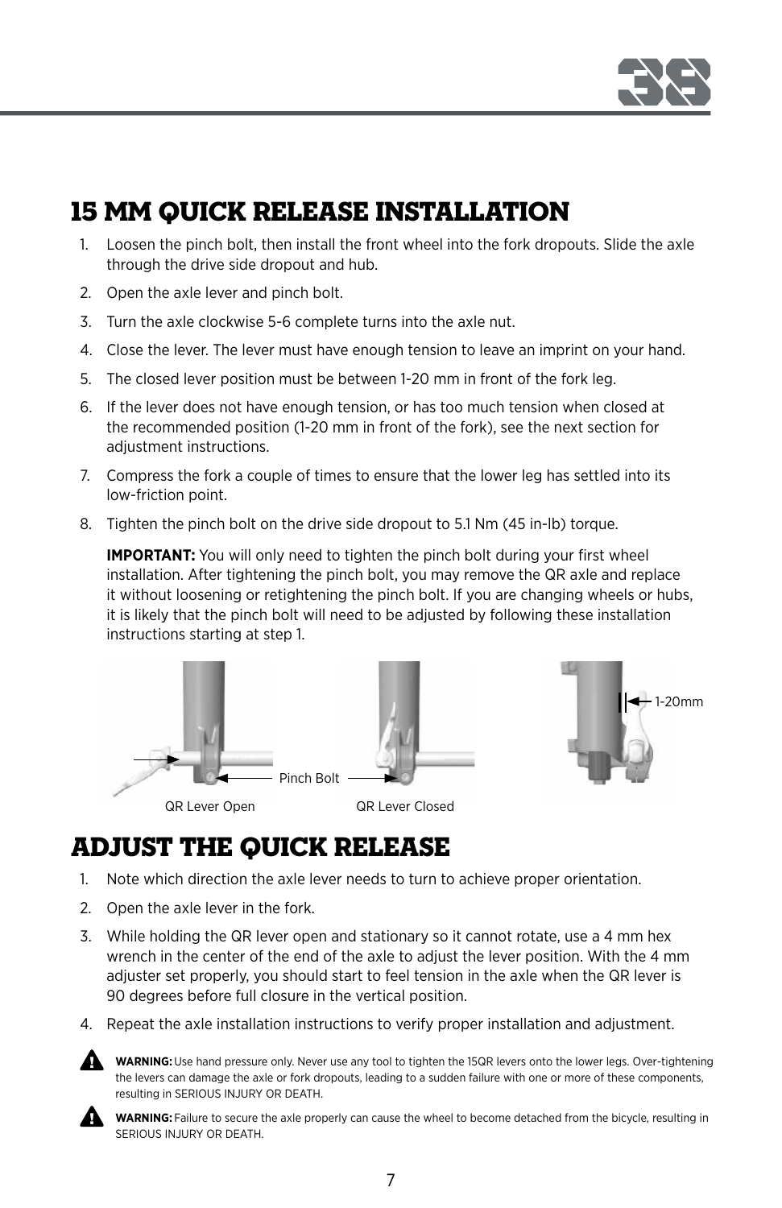## 15 MM QUICK RELEASE INSTALLATION

1. Loosen the pinch bolt, then install the front wheel into the fork dropouts. Slide the axle through the drive side dropout and hub.
2. Open the axle lever and pinch bolt.
3. Turn the axle clockwise 5-6 complete turns into the axle nut.
4. Close the lever. The lever must have enough tension to leave an imprint on your hand.
5. The closed lever position must be between 1-20 mm in front of the fork leg.
6. If the lever does not have enough tension, or has too much tension when closed at the recommended position (1-20 mm in front of the fork), see the next section for adjustment instructions.
7. Compress the fork a couple of times to ensure that the lower leg has settled into its low-friction point.
8. Tighten the pinch bolt on the drive side dropout to 5.1 Nm (45 in-lb) torque.

   **IMPORTANT:** You will only need to tighten the pinch bolt during your first wheel installation. After tightening the pinch bolt, you may remove the QR axle and replace it without loosening or retightening the pinch bolt. If you are changing wheels or hubs, it is likely that the pinch bolt will need to be adjusted by following these installation instructions starting at step 1.

Pinch Bolt

1-20mm

QR Lever Open

QR Lever Closed

## ADJUST THE QUICK RELEASE

1. Note which direction the axle lever needs to turn to achieve proper orientation.
2. Open the axle lever in the fork.
3. While holding the QR lever open and stationary so it cannot rotate, use a 4 mm hex wrench in the center of the end of the axle to adjust the lever position. With the 4 mm adjuster set properly, you should start to feel tension in the axle when the QR lever is 90 degrees before full closure in the vertical position.
4. Repeat the axle installation instructions to verify proper installation and adjustment.

**WARNING:** Use hand pressure only. Never use any tool to tighten the 15QR levers onto the lower legs. Over-tightening the levers can damage the axle or fork dropouts, leading to a sudden failure with one or more of these components, resulting in SERIOUS INJURY OR DEATH.

**WARNING:** Failure to secure the axle properly can cause the wheel to become detached from the bicycle, resulting in SERIOUS INJURY OR DEATH.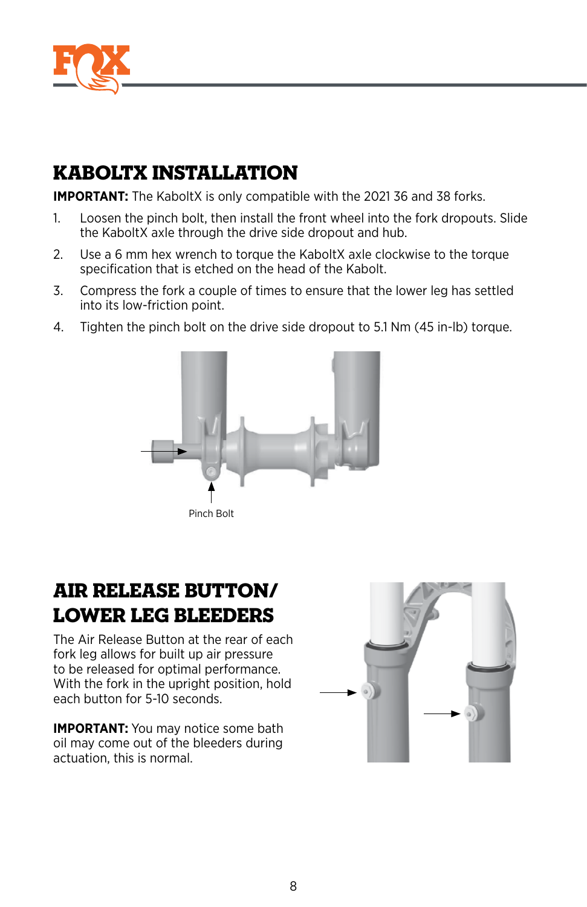## KABOLTX INSTALLATION

**IMPORTANT:** The KaboltX is only compatible with the 2021 36 and 38 forks.

1. Loosen the pinch bolt, then install the front wheel into the fork dropouts. Slide the KaboltX axle through the drive side dropout and hub.
2. Use a 6 mm hex wrench to torque the KaboltX axle clockwise to the torque specification that is etched on the head of the Kabolt.
3. Compress the fork a couple of times to ensure that the lower leg has settled into its low-friction point.
4. Tighten the pinch bolt on the drive side dropout to 5.1 Nm (45 in-lb) torque.

Pinch Bolt

## AIR RELEASE BUTTON/ LOWER LEG BLEEDERS

The Air Release Button at the rear of each fork leg allows for built up air pressure to be released for optimal performance. With the fork in the upright position, hold each button for 5-10 seconds.

**IMPORTANT:** You may notice some bath oil may come out of the bleeders during actuation, this is normal.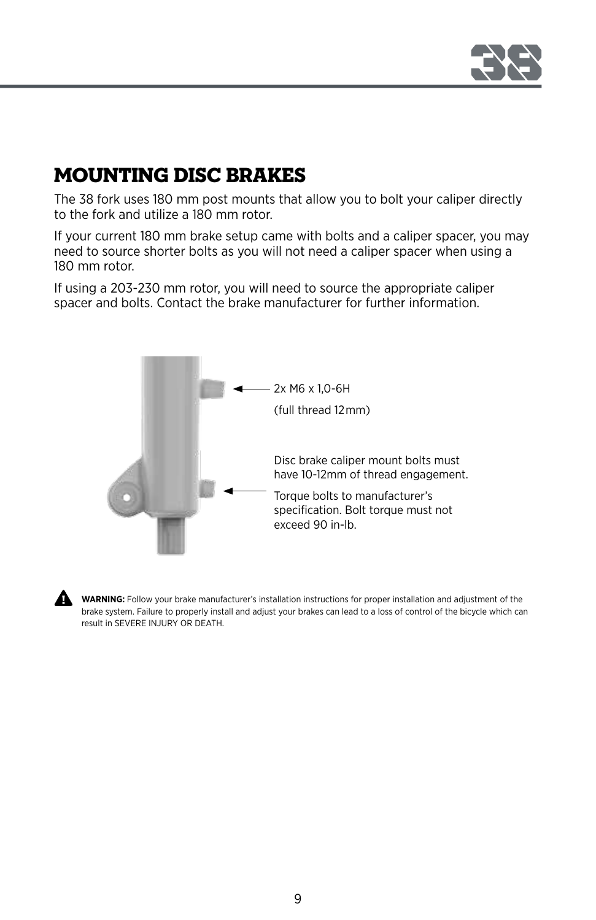## MOUNTING DISC BRAKES

The 38 fork uses 180 mm post mounts that allow you to bolt your caliper directly to the fork and utilize a 180 mm rotor.

If your current 180 mm brake setup came with bolts and a caliper spacer, you may need to source shorter bolts as you will not need a caliper spacer when using a 180 mm rotor.

If using a 203-230 mm rotor, you will need to source the appropriate caliper spacer and bolts. Contact the brake manufacturer for further information.

2x M6 x 1,0-6H

(full thread 12 mm)

Disc brake caliper mount bolts must have 10-12mm of thread engagement.

Torque bolts to manufacturer's specification. Bolt torque must not exceed 90 in-lb.

**WARNING:** Follow your brake manufacturer's installation instructions for proper installation and adjustment of the brake system. Failure to properly install and adjust your brakes can lead to a loss of control of the bicycle which can result in SEVERE INJURY OR DEATH.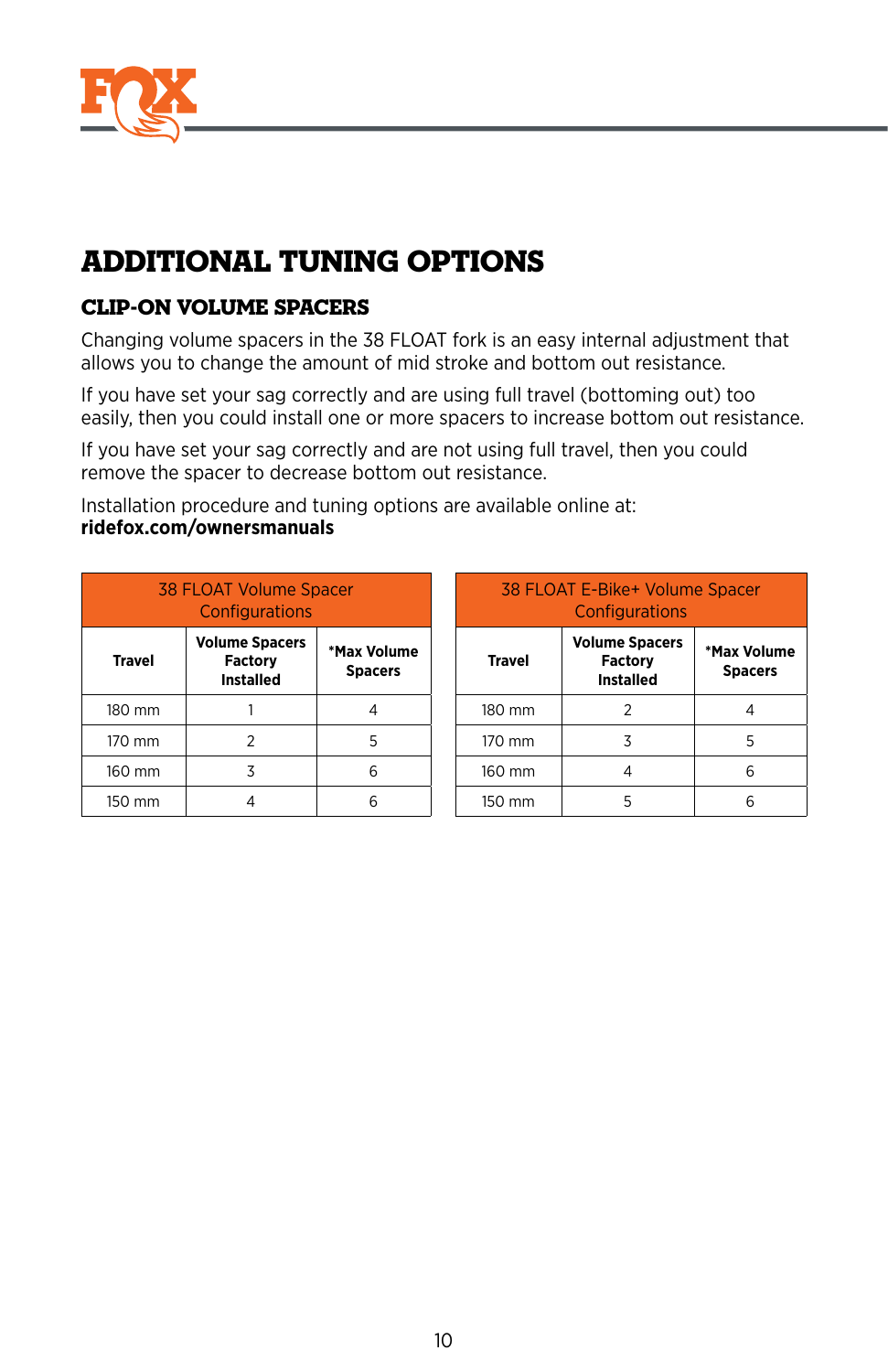# ADDITIONAL TUNING OPTIONS

## CLIP-ON VOLUME SPACERS

Changing volume spacers in the 38 FLOAT fork is an easy internal adjustment that allows you to change the amount of mid stroke and bottom out resistance.

If you have set your sag correctly and are using full travel (bottoming out) too easily, then you could install one or more spacers to increase bottom out resistance.

If you have set your sag correctly and are not using full travel, then you could remove the spacer to decrease bottom out resistance.

Installation procedure and tuning options are available online at:
**ridefox.com/ownersmanuals**

| 38 FLOAT Volume Spacer Configurations | | |
|---|---|---|
| **Travel** | **Volume Spacers Factory Installed** | ***Max Volume Spacers** |
| 180 mm | 1 | 4 |
| 170 mm | 2 | 5 |
| 160 mm | 3 | 6 |
| 150 mm | 4 | 6 |

| 38 FLOAT E-Bike+ Volume Spacer Configurations | | |
|---|---|---|
| **Travel** | **Volume Spacers Factory Installed** | ***Max Volume Spacers** |
| 180 mm | 2 | 4 |
| 170 mm | 3 | 5 |
| 160 mm | 4 | 6 |
| 150 mm | 5 | 6 |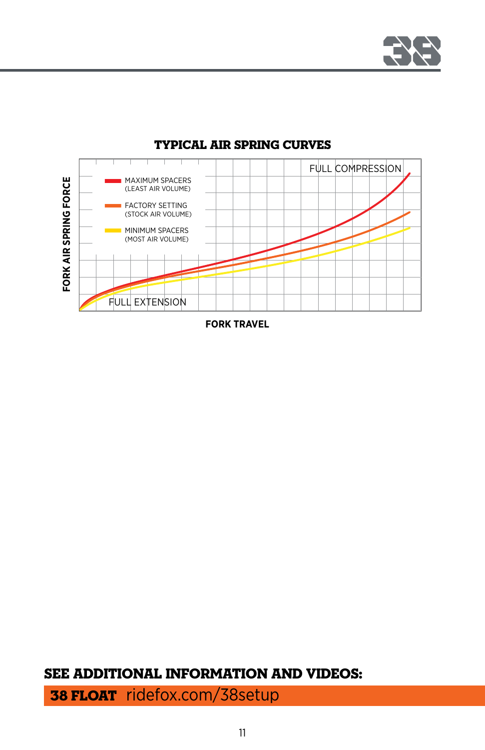## TYPICAL AIR SPRING CURVES

FORK AIR SPRING FORCE

- MAXIMUM SPACERS (LEAST AIR VOLUME)
- FACTORY SETTING (STOCK AIR VOLUME)
- MINIMUM SPACERS (MOST AIR VOLUME)

FULL COMPRESSION

FULL EXTENSION

FORK TRAVEL

## SEE ADDITIONAL INFORMATION AND VIDEOS:

**38 FLOAT** ridefox.com/38setup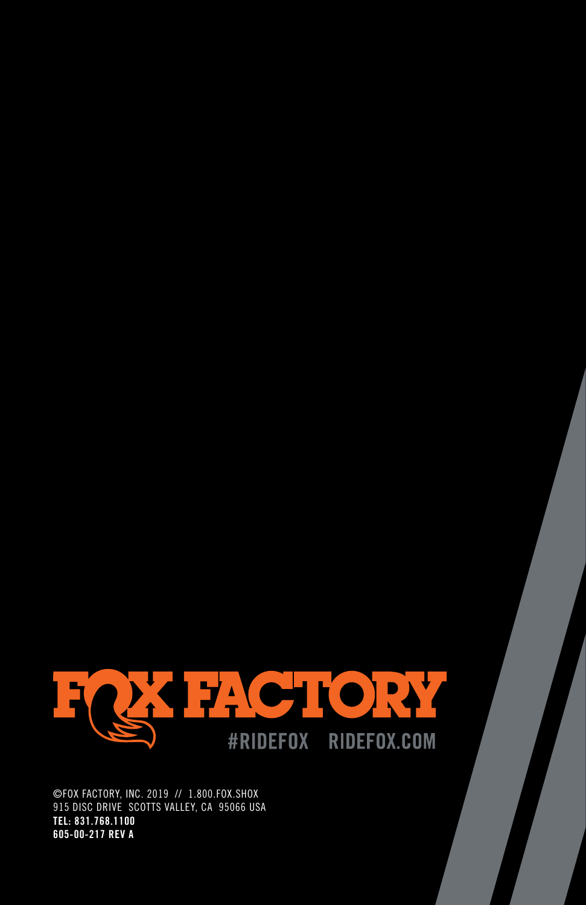FOX FACTORY

#RIDEFOX RIDEFOX.COM

©FOX FACTORY, INC. 2019 // 1.800.FOX.SHOX
915 DISC DRIVE SCOTTS VALLEY, CA 95066 USA
**TEL: 831.768.1100**
**605-00-217 REV A**